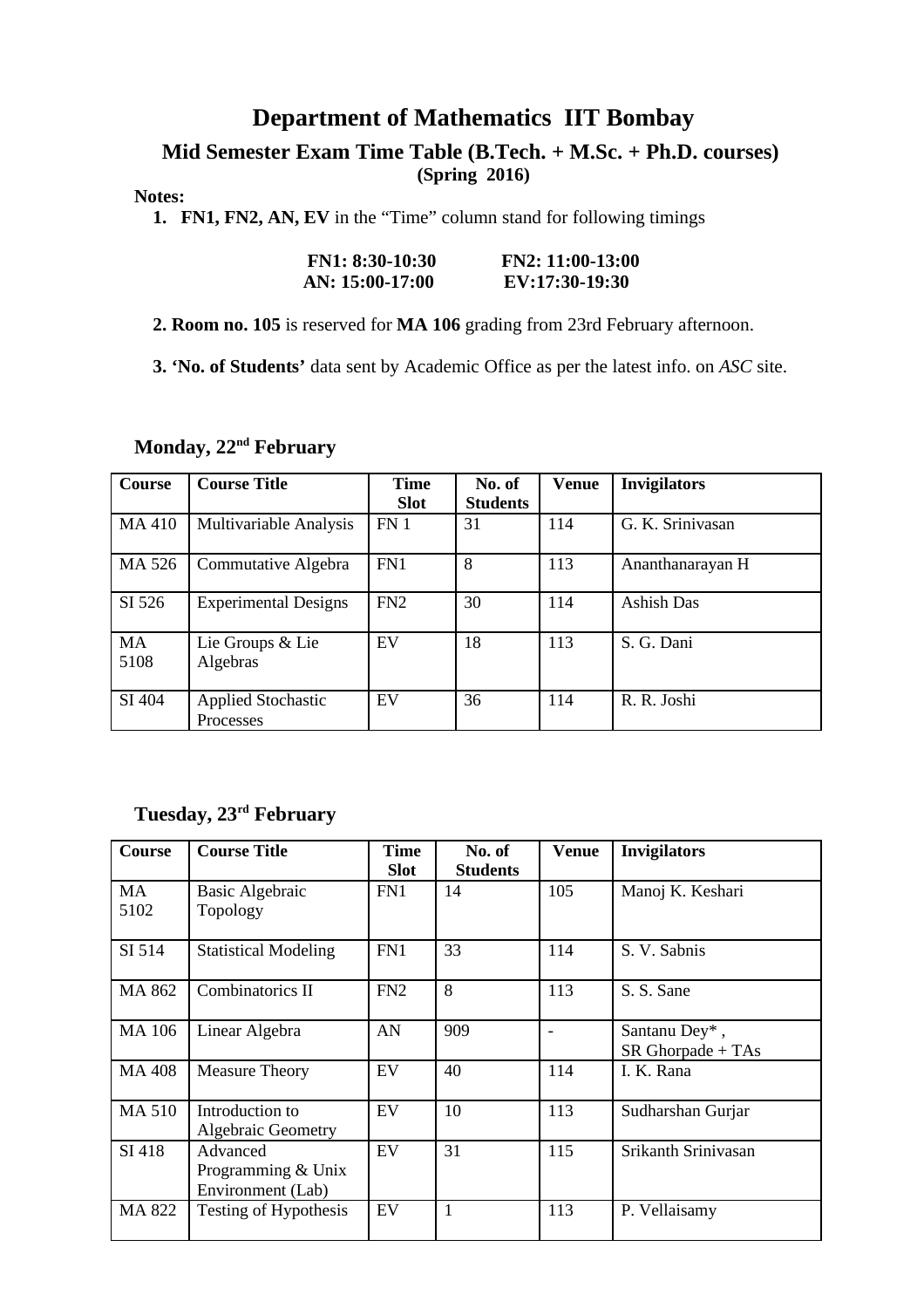# Department of Mathematics IIT Bombay

## Mid Semester Exam Time Table (B.Tech. + M.Sc. + Ph.D. courses)

**(Spring 2016)**

**Notes:**

1. **FN1, FN2, AN, EV** in the “Time” column stand for following timings

   **FN1: 8:30-10:30** **FN2: 11:00-13:00**
   **AN: 15:00-17:00** **EV:17:30-19:30**

2. **Room no. 105** is reserved for **MA 106** grading from 23rd February afternoon.

3. **‘No. of Students’** data sent by Academic Office as per the latest info. on *ASC* site.

### Monday, 22nd February

| Course | Course Title | Time Slot | No. of Students | Venue | Invigilators |
|---|---|---|---|---|---|
| MA 410 | Multivariable Analysis | FN 1 | 31 | 114 | G. K. Srinivasan |
| MA 526 | Commutative Algebra | FN1 | 8 | 113 | Ananthanarayan H |
| SI 526 | Experimental Designs | FN2 | 30 | 114 | Ashish Das |
| MA 5108 | Lie Groups & Lie Algebras | EV | 18 | 113 | S. G. Dani |
| SI 404 | Applied Stochastic Processes | EV | 36 | 114 | R. R. Joshi |

### Tuesday, 23rd February

| Course | Course Title | Time Slot | No. of Students | Venue | Invigilators |
|---|---|---|---|---|---|
| MA 5102 | Basic Algebraic Topology | FN1 | 14 | 105 | Manoj K. Keshari |
| SI 514 | Statistical Modeling | FN1 | 33 | 114 | S. V. Sabnis |
| MA 862 | Combinatorics II | FN2 | 8 | 113 | S. S. Sane |
| MA 106 | Linear Algebra | AN | 909 | - | Santanu Dey* , SR Ghorpade + TAs |
| MA 408 | Measure Theory | EV | 40 | 114 | I. K. Rana |
| MA 510 | Introduction to Algebraic Geometry | EV | 10 | 113 | Sudharshan Gurjar |
| SI 418 | Advanced Programming & Unix Environment (Lab) | EV | 31 | 115 | Srikanth Srinivasan |
| MA 822 | Testing of Hypothesis | EV | 1 | 113 | P. Vellaisamy |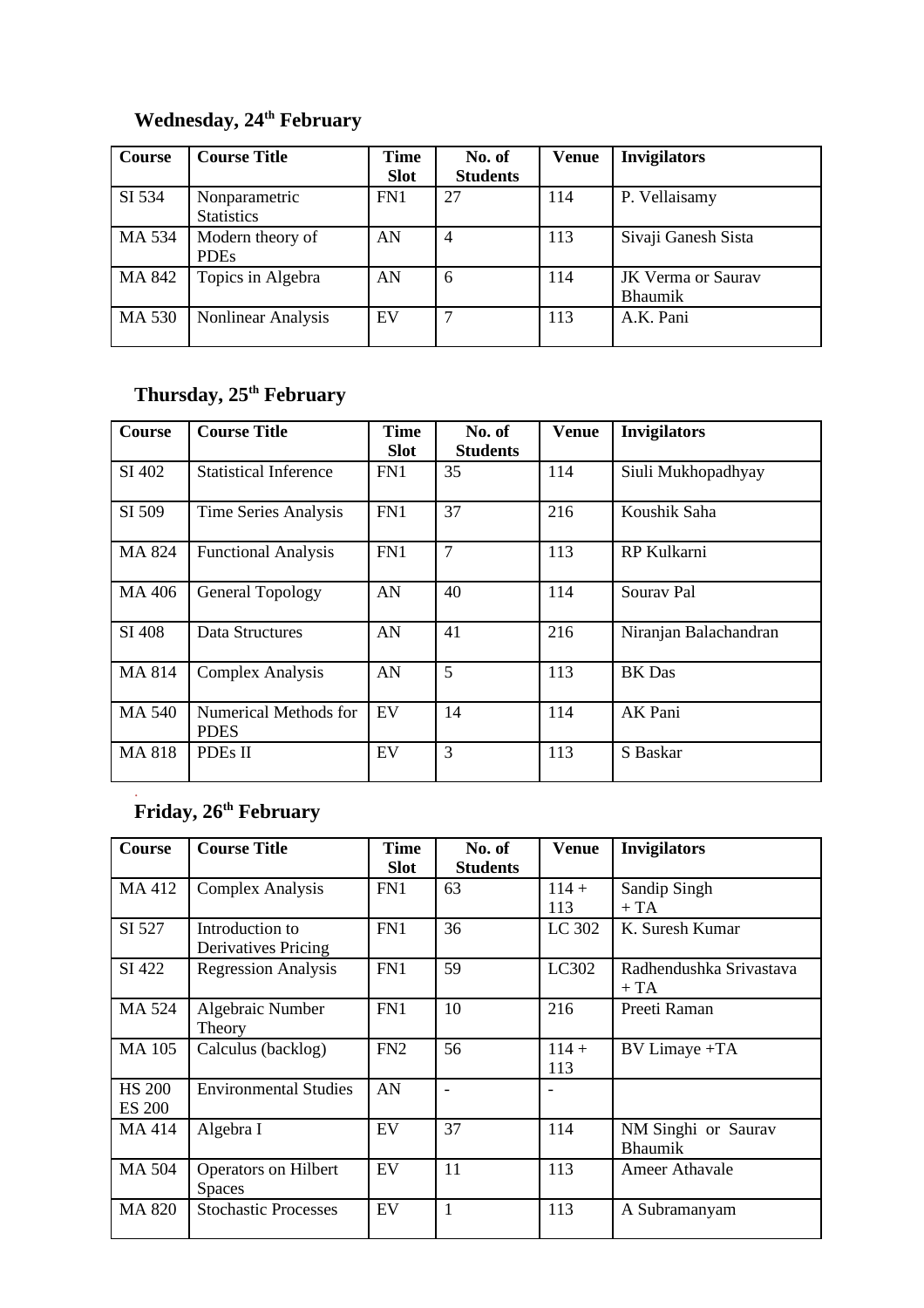## Wednesday, 24th February

| Course | Course Title | Time Slot | No. of Students | Venue | Invigilators |
|---|---|---|---|---|---|
| SI 534 | Nonparametric Statistics | FN1 | 27 | 114 | P. Vellaisamy |
| MA 534 | Modern theory of PDEs | AN | 4 | 113 | Sivaji Ganesh Sista |
| MA 842 | Topics in Algebra | AN | 6 | 114 | JK Verma or Saurav Bhaumik |
| MA 530 | Nonlinear Analysis | EV | 7 | 113 | A.K. Pani |

## Thursday, 25th February

| Course | Course Title | Time Slot | No. of Students | Venue | Invigilators |
|---|---|---|---|---|---|
| SI 402 | Statistical Inference | FN1 | 35 | 114 | Siuli Mukhopadhyay |
| SI 509 | Time Series Analysis | FN1 | 37 | 216 | Koushik Saha |
| MA 824 | Functional Analysis | FN1 | 7 | 113 | RP Kulkarni |
| MA 406 | General Topology | AN | 40 | 114 | Sourav Pal |
| SI 408 | Data Structures | AN | 41 | 216 | Niranjan Balachandran |
| MA 814 | Complex Analysis | AN | 5 | 113 | BK Das |
| MA 540 | Numerical Methods for PDES | EV | 14 | 114 | AK Pani |
| MA 818 | PDEs II | EV | 3 | 113 | S Baskar |

## Friday, 26th February

| Course | Course Title | Time Slot | No. of Students | Venue | Invigilators |
|---|---|---|---|---|---|
| MA 412 | Complex Analysis | FN1 | 63 | 114 + 113 | Sandip Singh + TA |
| SI 527 | Introduction to Derivatives Pricing | FN1 | 36 | LC 302 | K. Suresh Kumar |
| SI 422 | Regression Analysis | FN1 | 59 | LC302 | Radhendushka Srivastava + TA |
| MA 524 | Algebraic Number Theory | FN1 | 10 | 216 | Preeti Raman |
| MA 105 | Calculus (backlog) | FN2 | 56 | 114 + 113 | BV Limaye +TA |
| HS 200 ES 200 | Environmental Studies | AN | - | - | |
| MA 414 | Algebra I | EV | 37 | 114 | NM Singhi or Saurav Bhaumik |
| MA 504 | Operators on Hilbert Spaces | EV | 11 | 113 | Ameer Athavale |
| MA 820 | Stochastic Processes | EV | 1 | 113 | A Subramanyam |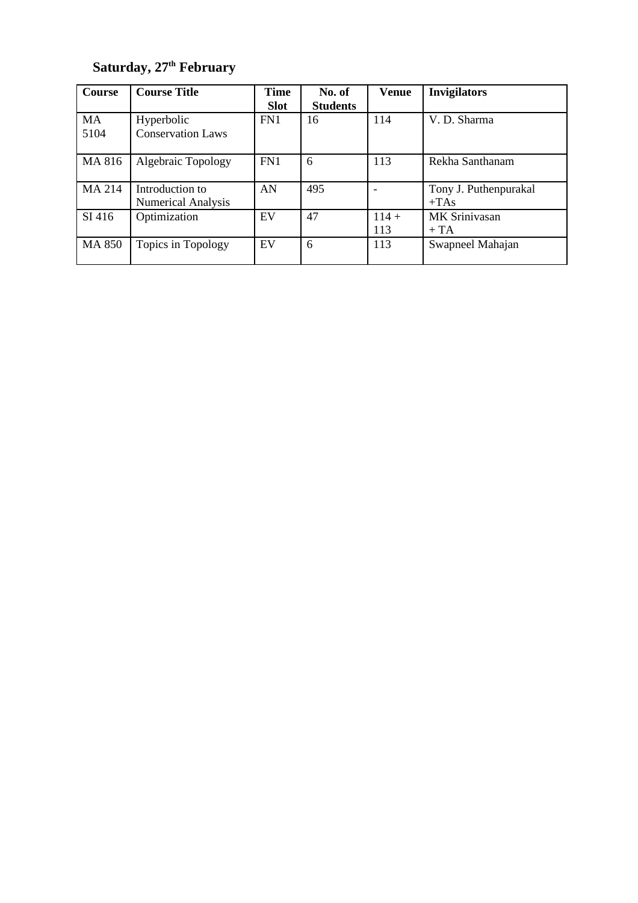## Saturday, 27th February

| Course | Course Title | Time Slot | No. of Students | Venue | Invigilators |
|---|---|---|---|---|---|
| MA 5104 | Hyperbolic Conservation Laws | FN1 | 16 | 114 | V. D. Sharma |
| MA 816 | Algebraic Topology | FN1 | 6 | 113 | Rekha Santhanam |
| MA 214 | Introduction to Numerical Analysis | AN | 495 | - | Tony J. Puthenpurakal +TAs |
| SI 416 | Optimization | EV | 47 | 114 + 113 | MK Srinivasan + TA |
| MA 850 | Topics in Topology | EV | 6 | 113 | Swapneel Mahajan |